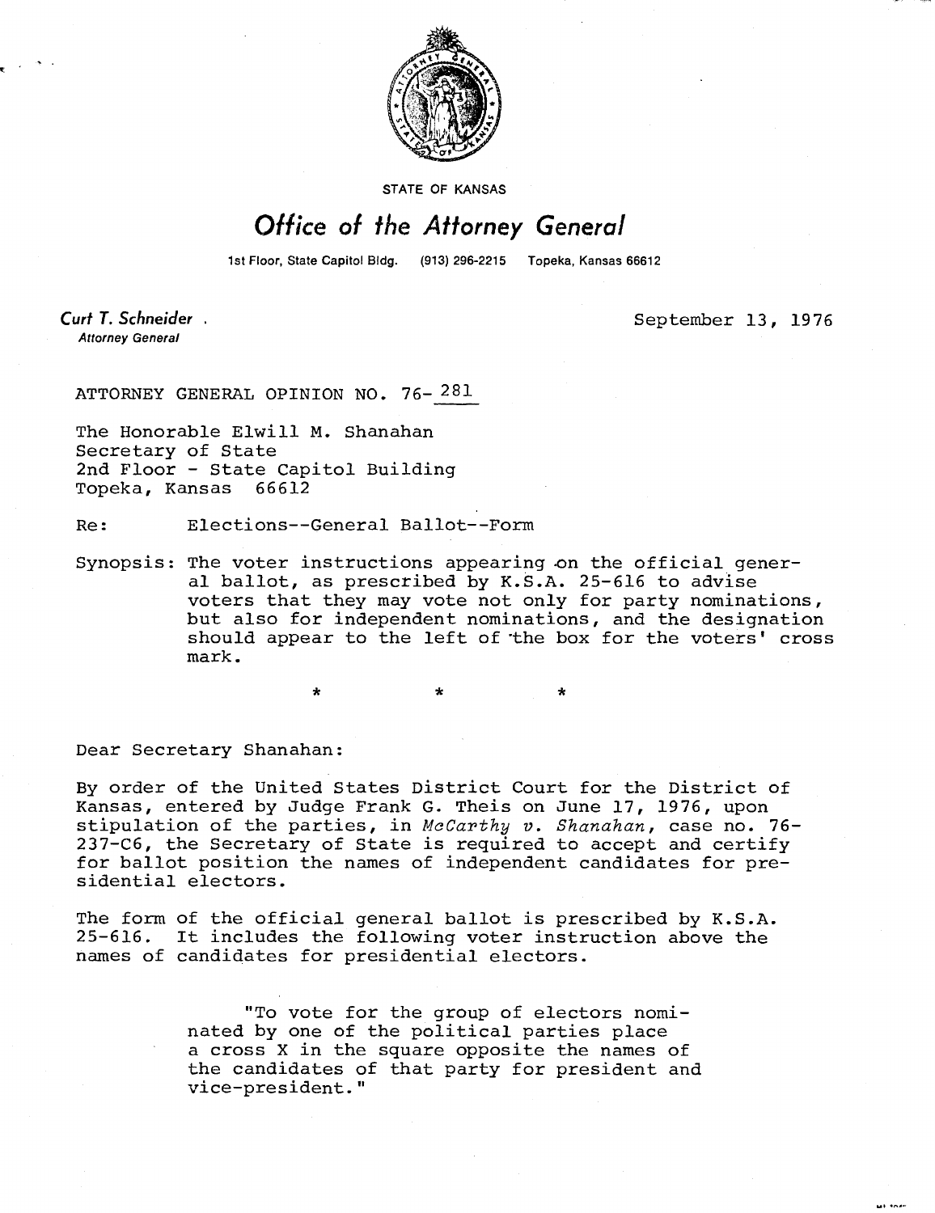STATE OF KANSAS

# *Office of the Attorney General*

1st Floor, State Capitol Bldg. (913) 296-2215 Topeka, Kansas 66612

**Curt T. Schneider**
*Attorney General*

September 13, 1976

ATTORNEY GENERAL OPINION NO. 76- 281

The Honorable Elwill M. Shanahan
Secretary of State
2nd Floor - State Capitol Building
Topeka, Kansas 66612

Re: Elections--General Ballot--Form

Synopsis: The voter instructions appearing on the official general ballot, as prescribed by K.S.A. 25-616 to advise voters that they may vote not only for party nominations, but also for independent nominations, and the designation should appear to the left of the box for the voters' cross mark.

\* \* \*

Dear Secretary Shanahan:

By order of the United States District Court for the District of Kansas, entered by Judge Frank G. Theis on June 17, 1976, upon stipulation of the parties, in *McCarthy v. Shanahan*, case no. 76-237-C6, the Secretary of State is required to accept and certify for ballot position the names of independent candidates for presidential electors.

The form of the official general ballot is prescribed by K.S.A. 25-616. It includes the following voter instruction above the names of candidates for presidential electors.

> "To vote for the group of electors nominated by one of the political parties place a cross X in the square opposite the names of the candidates of that party for president and vice-president."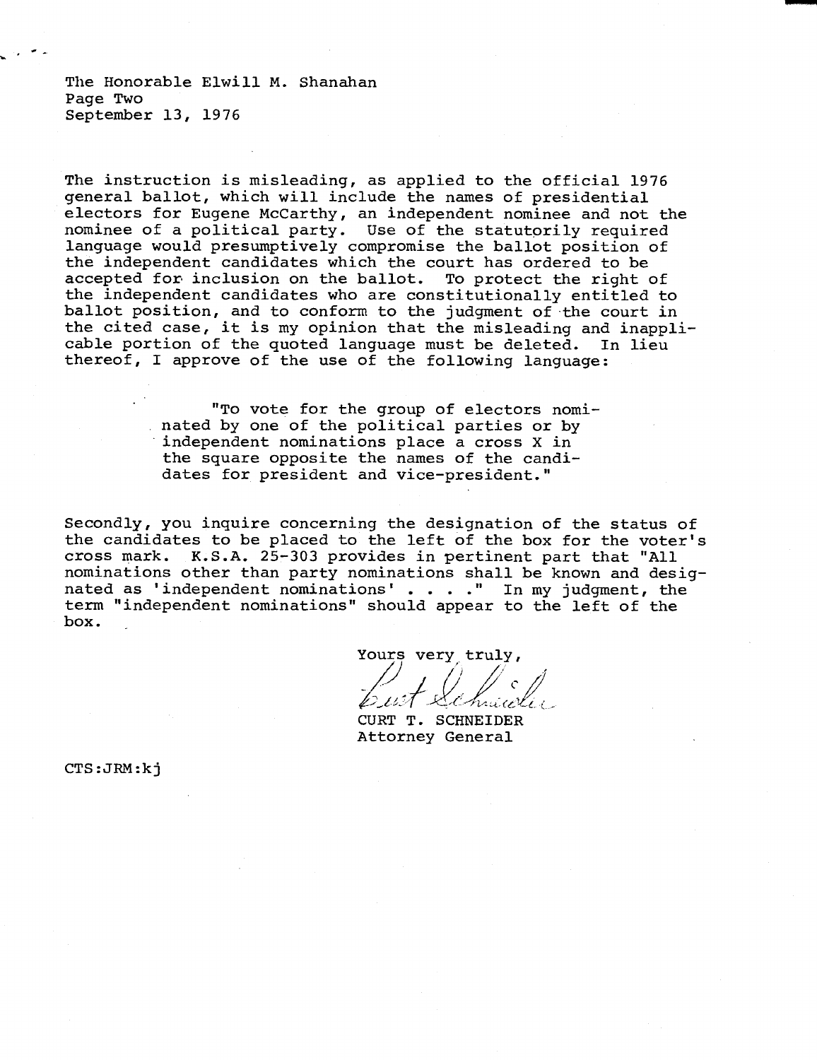The Honorable Elwill M. Shanahan
Page Two
September 13, 1976

The instruction is misleading, as applied to the official 1976 general ballot, which will include the names of presidential electors for Eugene McCarthy, an independent nominee and not the nominee of a political party. Use of the statutorily required language would presumptively compromise the ballot position of the independent candidates which the court has ordered to be accepted for inclusion on the ballot. To protect the right of the independent candidates who are constitutionally entitled to ballot position, and to conform to the judgment of the court in the cited case, it is my opinion that the misleading and inapplicable portion of the quoted language must be deleted. In lieu thereof, I approve of the use of the following language:

> "To vote for the group of electors nominated by one of the political parties or by independent nominations place a cross X in the square opposite the names of the candidates for president and vice-president."

Secondly, you inquire concerning the designation of the status of the candidates to be placed to the left of the box for the voter's cross mark. K.S.A. 25-303 provides in pertinent part that "All nominations other than party nominations shall be known and designated as 'independent nominations' . . . ." In my judgment, the term "independent nominations" should appear to the left of the box.

Yours very truly,

Curt Schneider

CURT T. SCHNEIDER
Attorney General

CTS:JRM:kj